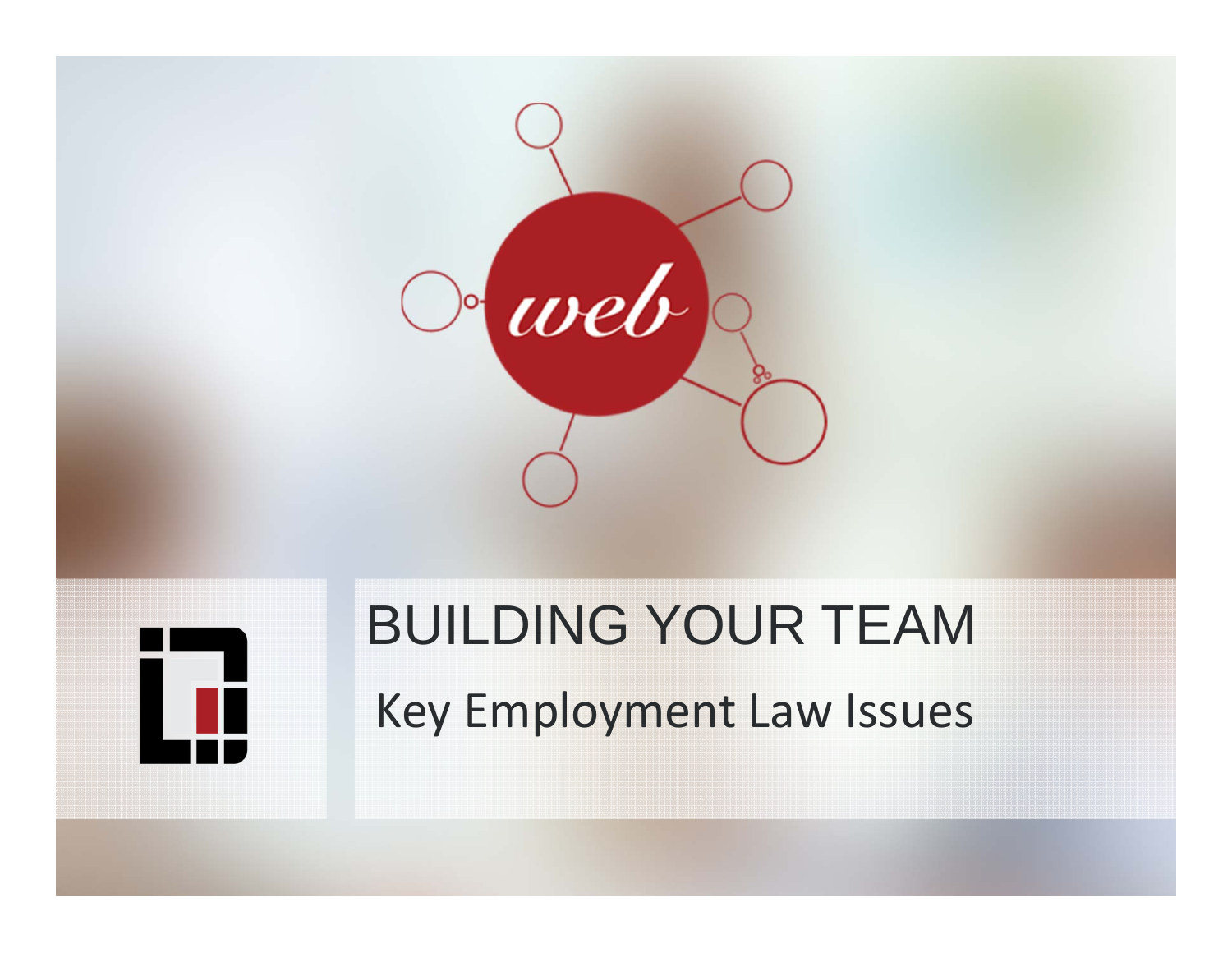web

# BUILDING YOUR TEAM

## Key Employment Law Issues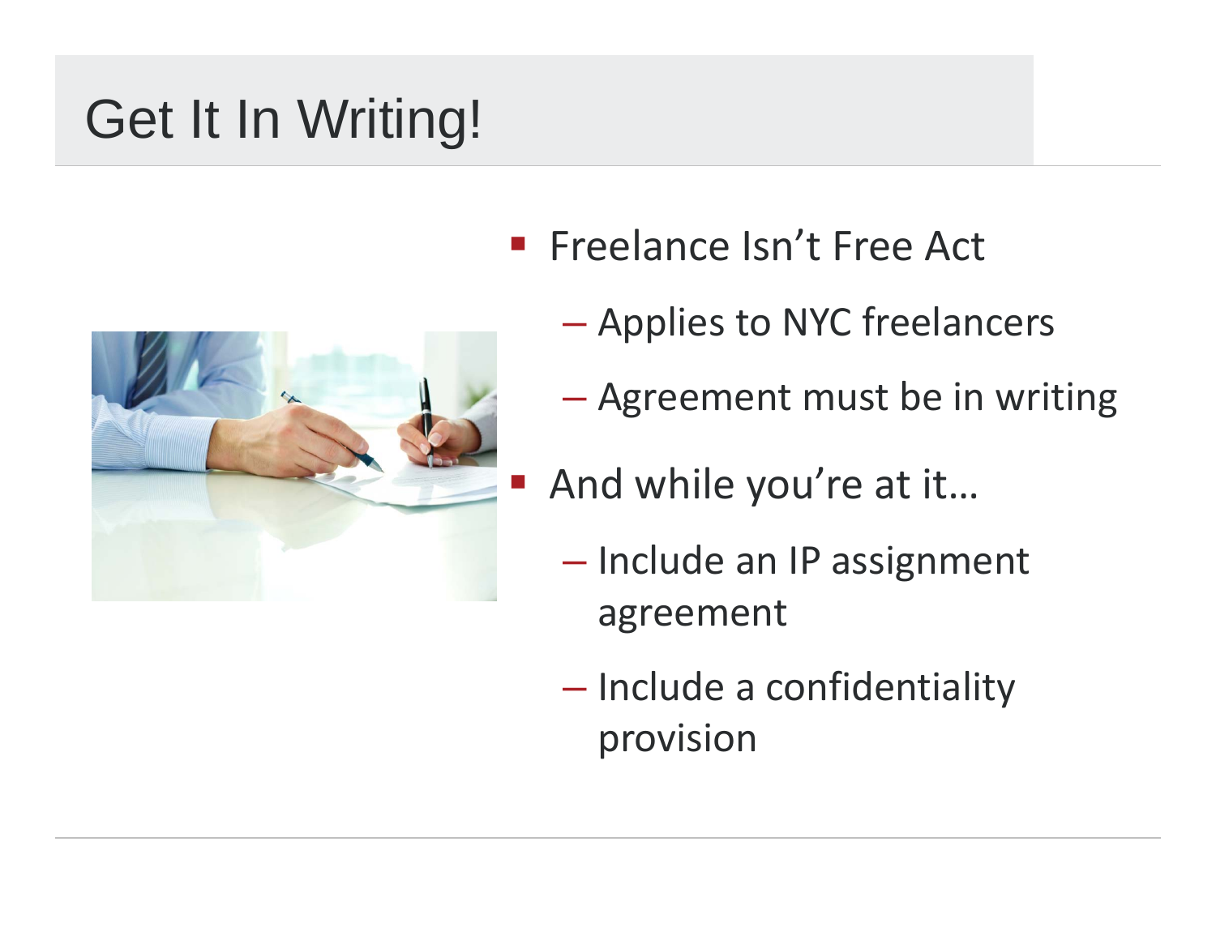# Get It In Writing!

- Freelance Isn't Free Act
  - Applies to NYC freelancers
  - Agreement must be in writing
- And while you're at it…
  - Include an IP assignment agreement
  - Include a confidentiality provision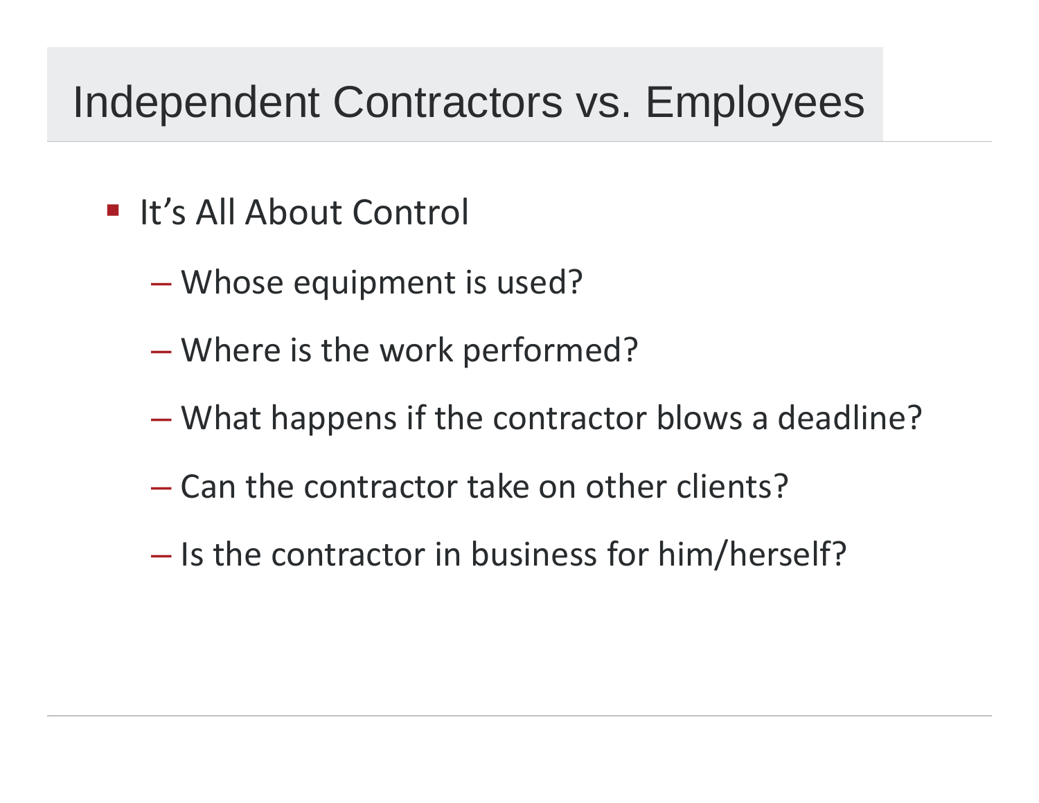# Independent Contractors vs. Employees

- It's All About Control
  - Whose equipment is used?
  - Where is the work performed?
  - What happens if the contractor blows a deadline?
  - Can the contractor take on other clients?
  - Is the contractor in business for him/herself?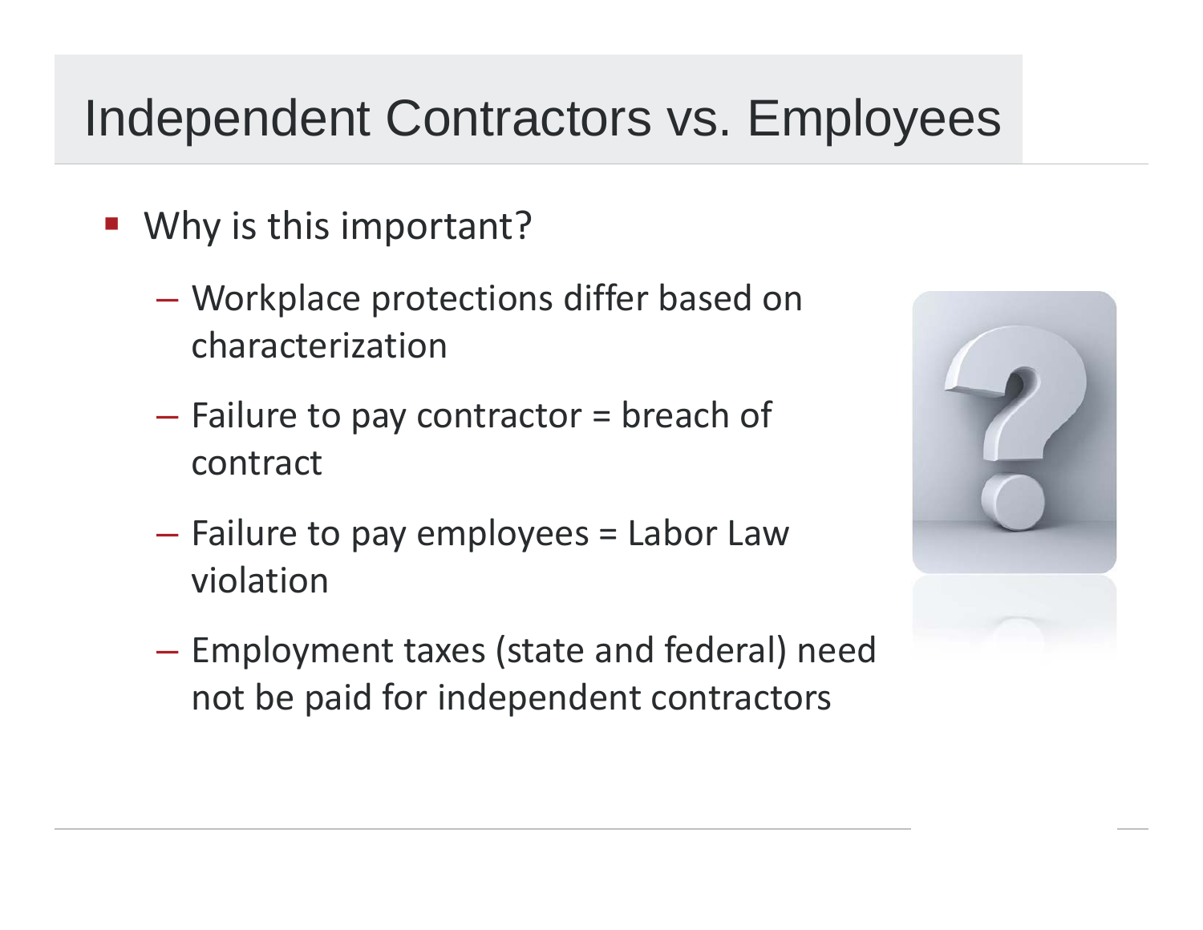# Independent Contractors vs. Employees

- Why is this important?
  - Workplace protections differ based on characterization
  - Failure to pay contractor = breach of contract
  - Failure to pay employees = Labor Law violation
  - Employment taxes (state and federal) need not be paid for independent contractors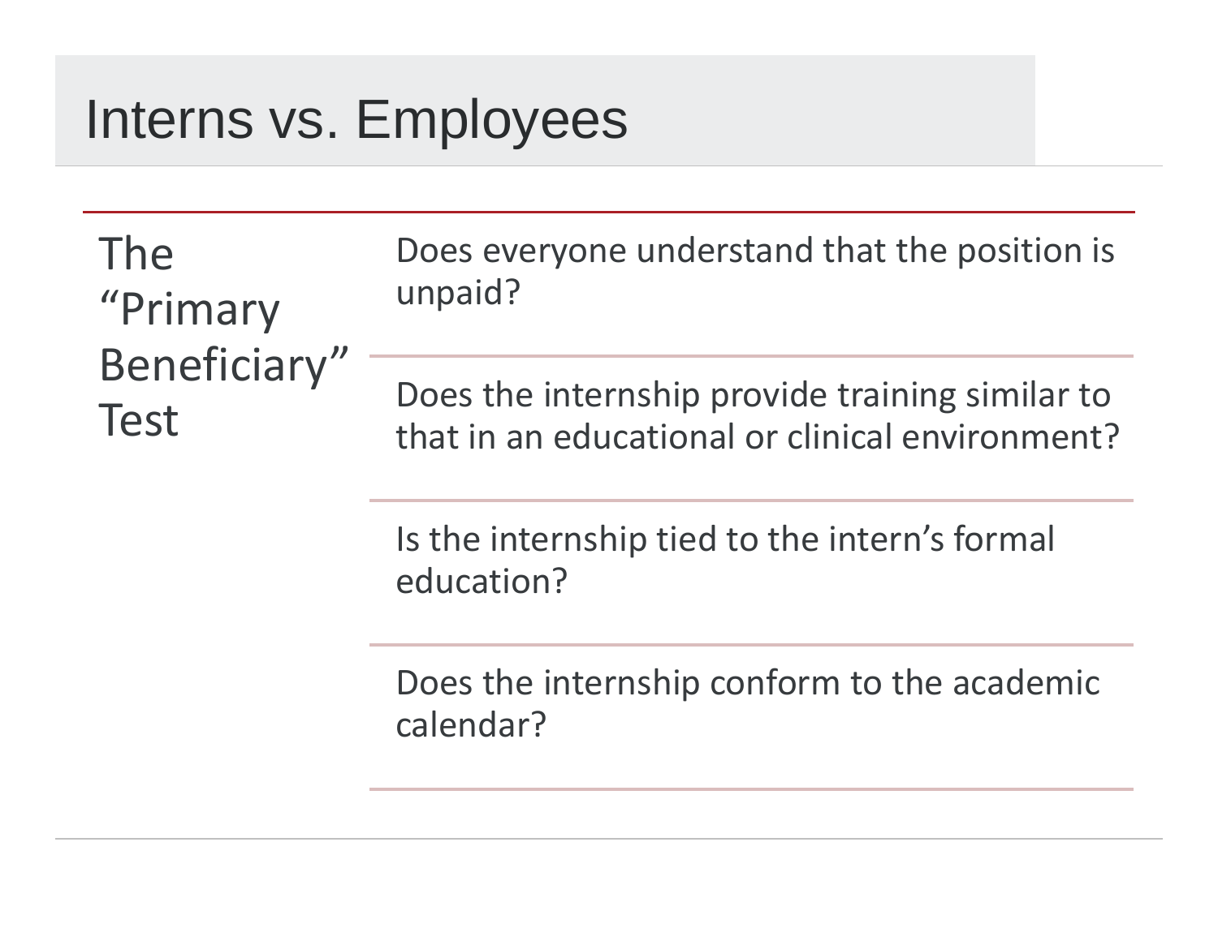# Interns vs. Employees

## The "Primary Beneficiary" Test

- Does everyone understand that the position is unpaid?
- Does the internship provide training similar to that in an educational or clinical environment?
- Is the internship tied to the intern's formal education?
- Does the internship conform to the academic calendar?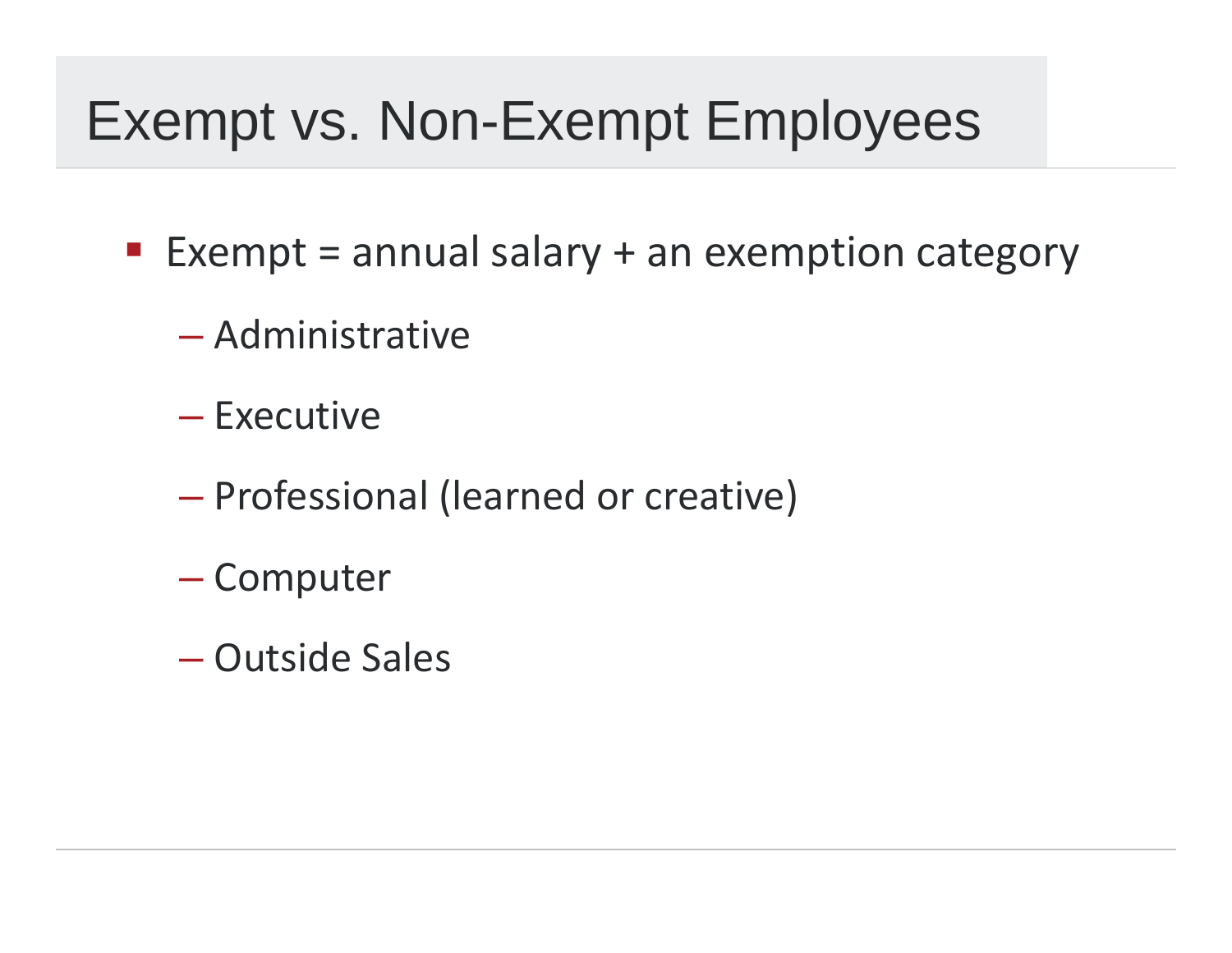# Exempt vs. Non-Exempt Employees

- Exempt = annual salary + an exemption category
  - Administrative
  - Executive
  - Professional (learned or creative)
  - Computer
  - Outside Sales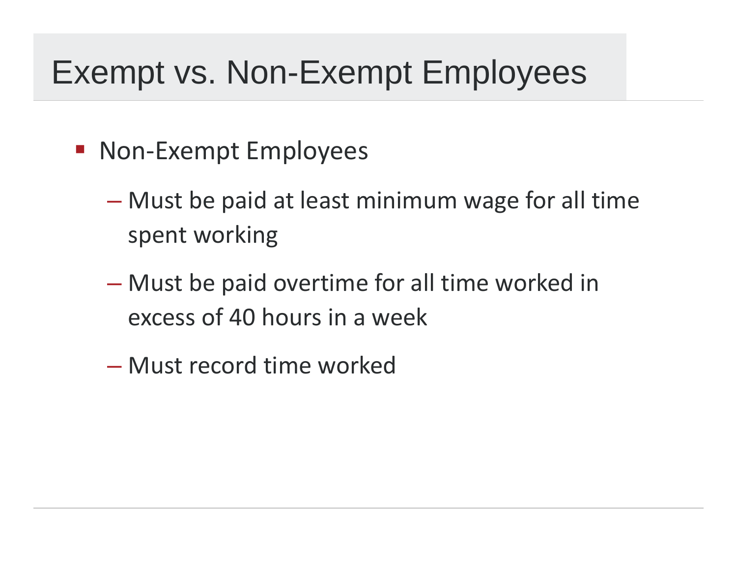# Exempt vs. Non-Exempt Employees

- Non-Exempt Employees
  - Must be paid at least minimum wage for all time spent working
  - Must be paid overtime for all time worked in excess of 40 hours in a week
  - Must record time worked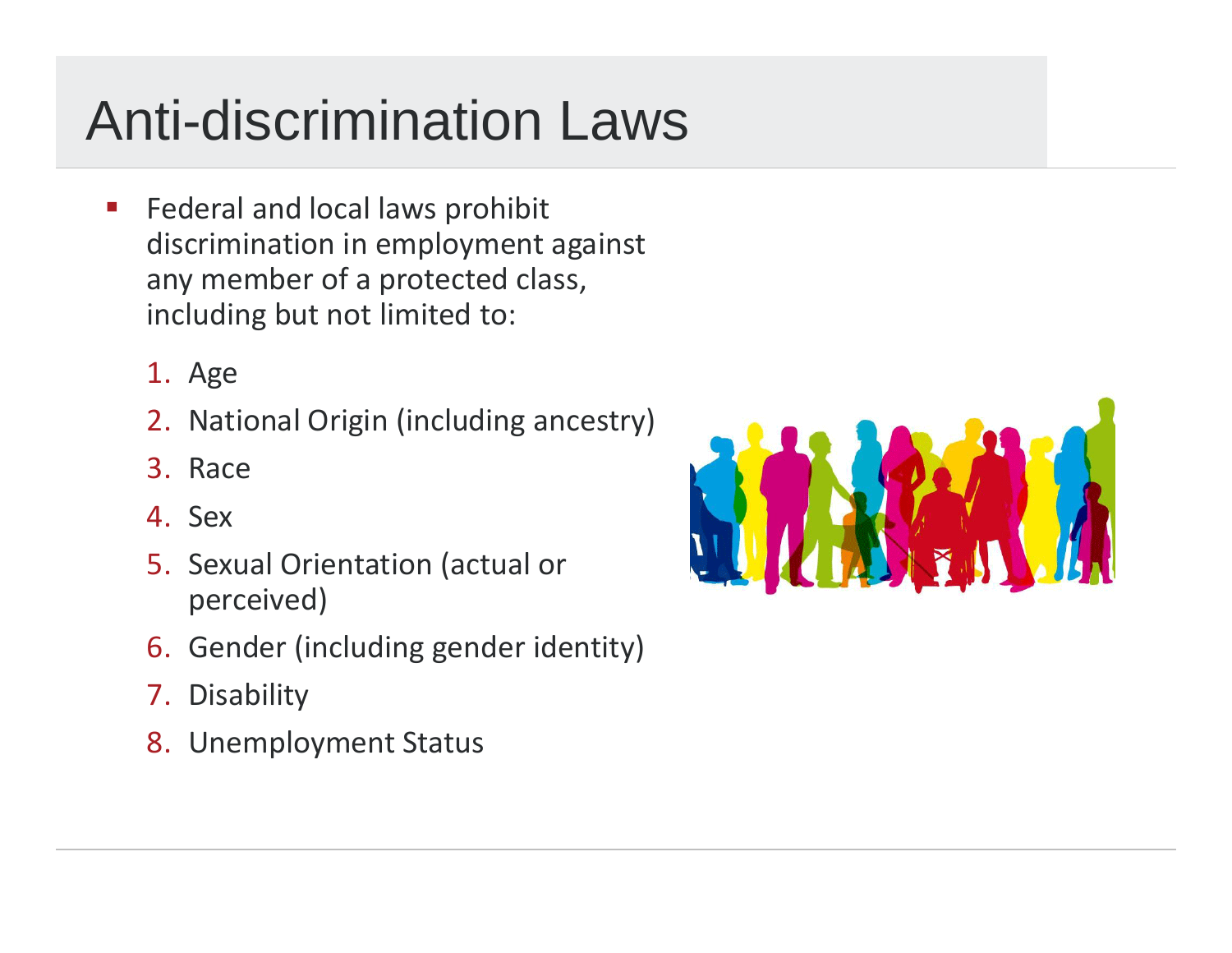# Anti-discrimination Laws

- Federal and local laws prohibit discrimination in employment against any member of a protected class, including but not limited to:

  1. Age
  2. National Origin (including ancestry)
  3. Race
  4. Sex
  5. Sexual Orientation (actual or perceived)
  6. Gender (including gender identity)
  7. Disability
  8. Unemployment Status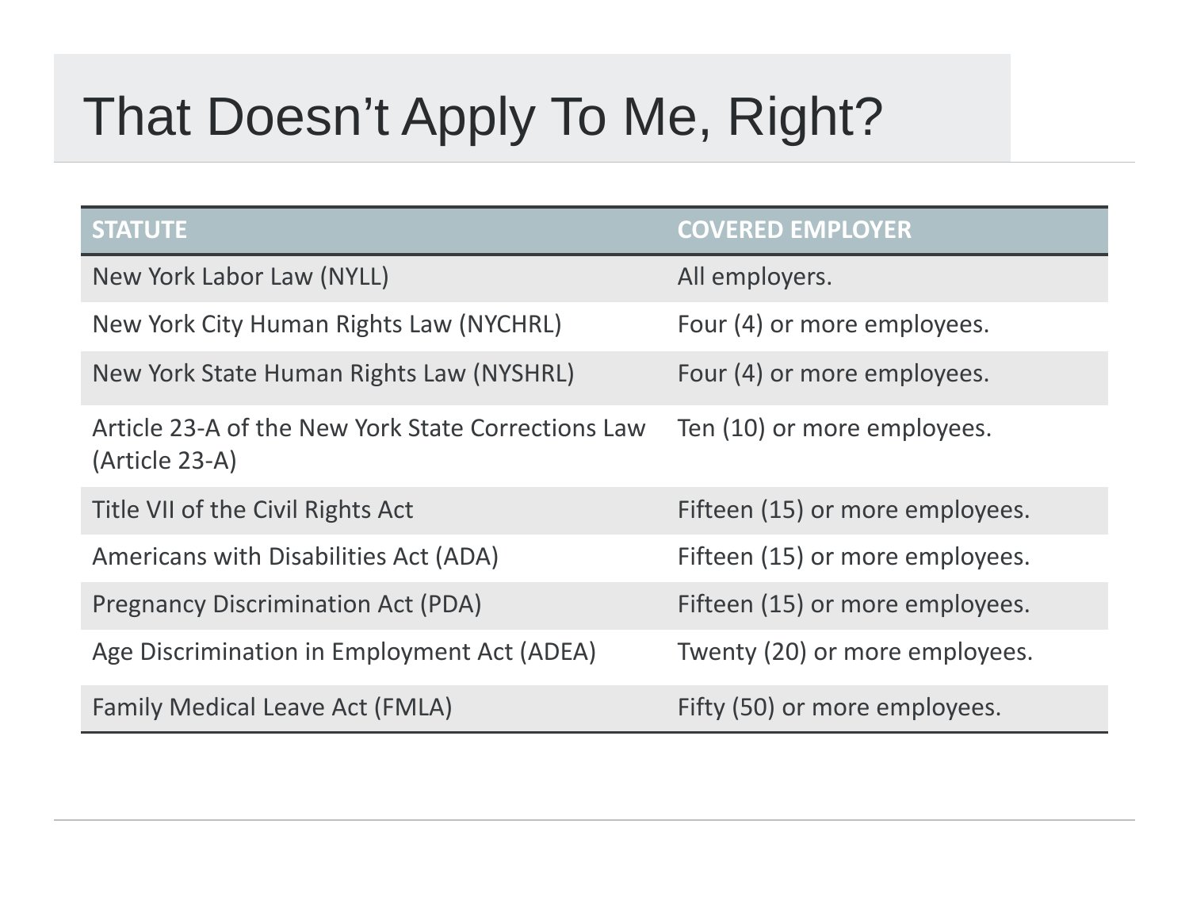# That Doesn't Apply To Me, Right?

| STATUTE | COVERED EMPLOYER |
| --- | --- |
| New York Labor Law (NYLL) | All employers. |
| New York City Human Rights Law (NYCHRL) | Four (4) or more employees. |
| New York State Human Rights Law (NYSHRL) | Four (4) or more employees. |
| Article 23-A of the New York State Corrections Law (Article 23-A) | Ten (10) or more employees. |
| Title VII of the Civil Rights Act | Fifteen (15) or more employees. |
| Americans with Disabilities Act (ADA) | Fifteen (15) or more employees. |
| Pregnancy Discrimination Act (PDA) | Fifteen (15) or more employees. |
| Age Discrimination in Employment Act (ADEA) | Twenty (20) or more employees. |
| Family Medical Leave Act (FMLA) | Fifty (50) or more employees. |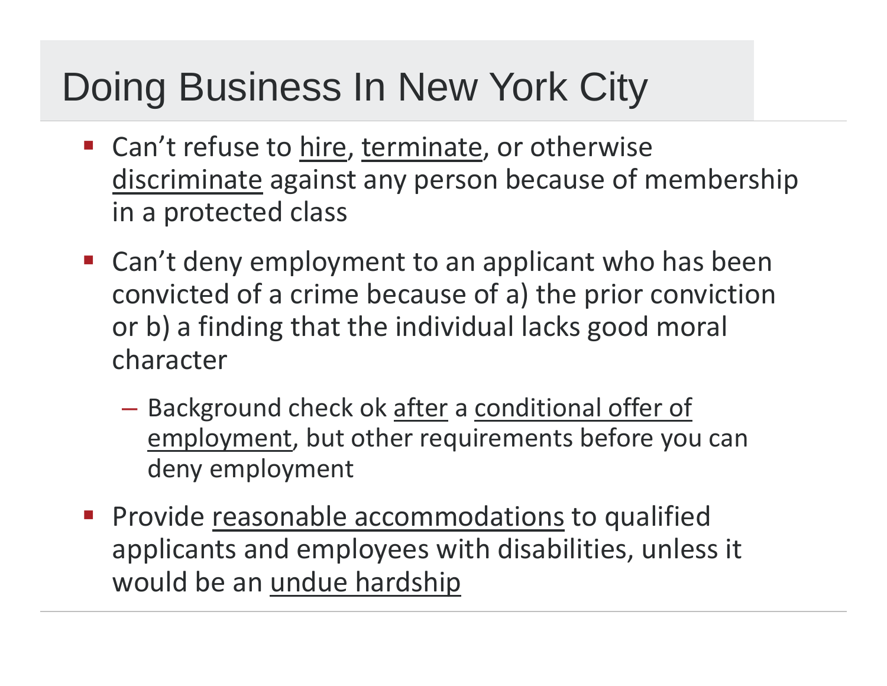# Doing Business In New York City

- Can't refuse to <u>hire</u>, <u>terminate</u>, or otherwise <u>discriminate</u> against any person because of membership in a protected class
- Can't deny employment to an applicant who has been convicted of a crime because of a) the prior conviction or b) a finding that the individual lacks good moral character
  - Background check ok <u>after</u> a <u>conditional offer of employment</u>, but other requirements before you can deny employment
- Provide <u>reasonable accommodations</u> to qualified applicants and employees with disabilities, unless it would be an <u>undue hardship</u>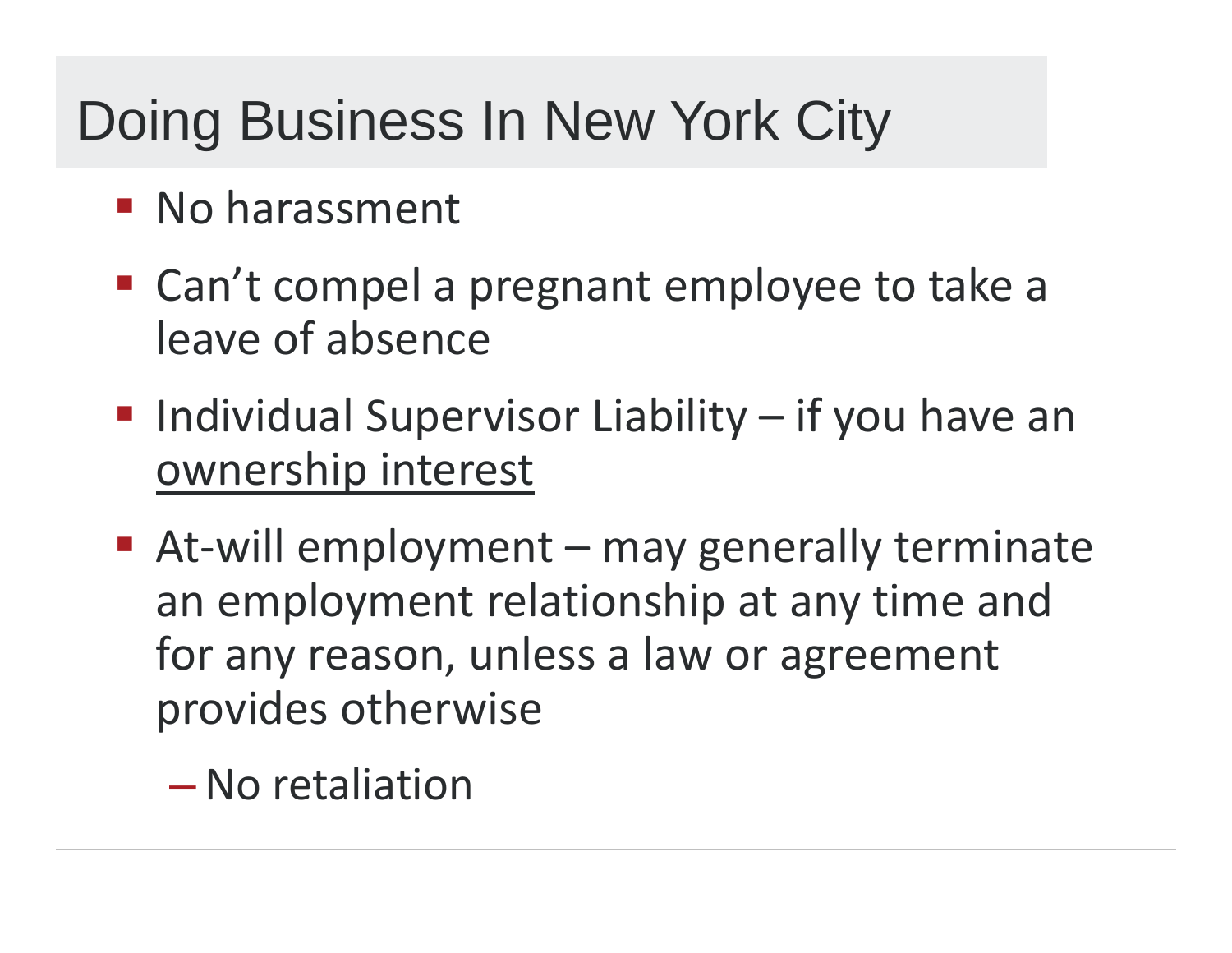# Doing Business In New York City

- No harassment
- Can't compel a pregnant employee to take a leave of absence
- Individual Supervisor Liability – if you have an <u>ownership interest</u>
- At-will employment – may generally terminate an employment relationship at any time and for any reason, unless a law or agreement provides otherwise
  - No retaliation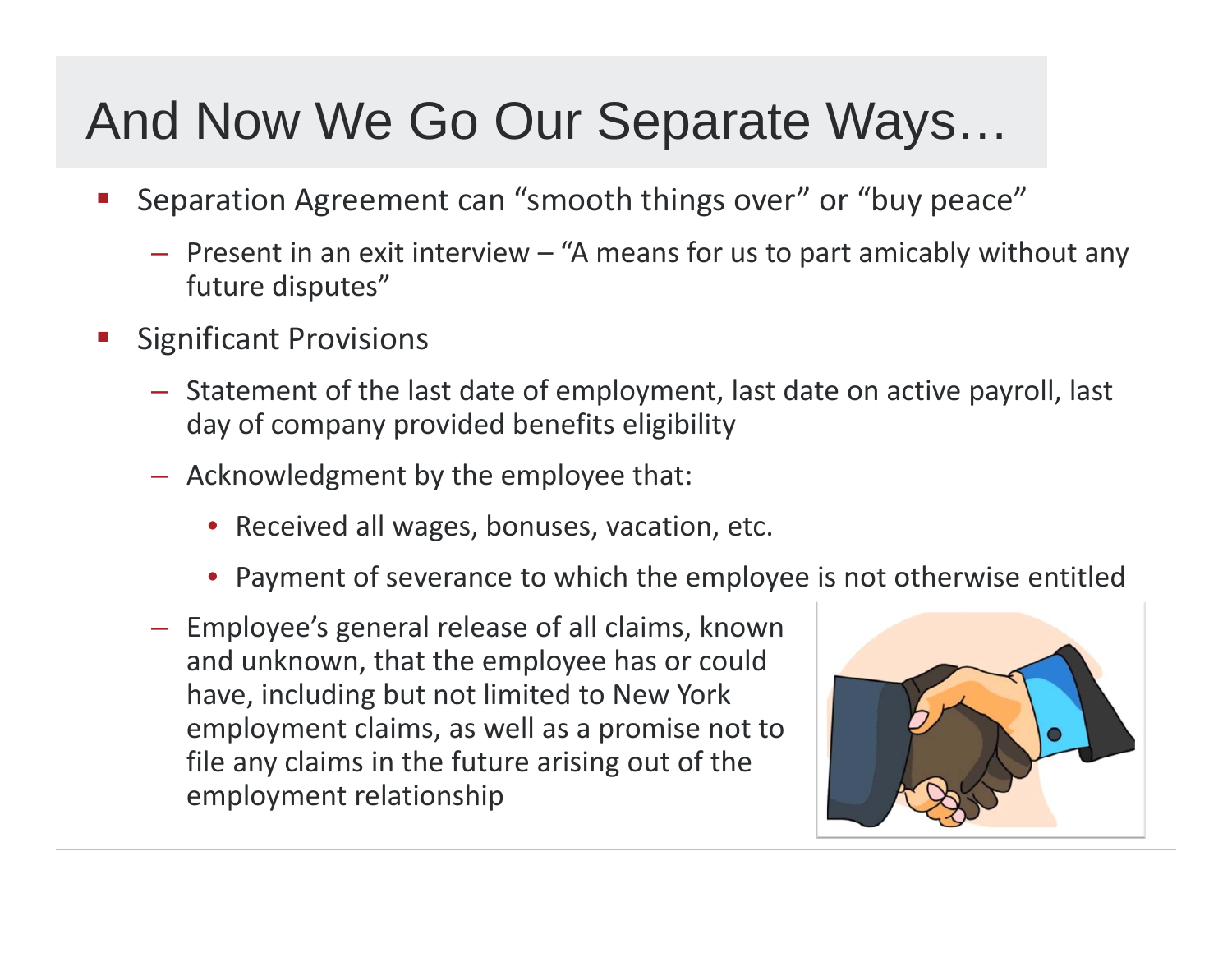# And Now We Go Our Separate Ways…

- Separation Agreement can "smooth things over" or "buy peace"
  - Present in an exit interview – "A means for us to part amicably without any future disputes"
- Significant Provisions
  - Statement of the last date of employment, last date on active payroll, last day of company provided benefits eligibility
  - Acknowledgment by the employee that:
    - Received all wages, bonuses, vacation, etc.
    - Payment of severance to which the employee is not otherwise entitled
  - Employee's general release of all claims, known and unknown, that the employee has or could have, including but not limited to New York employment claims, as well as a promise not to file any claims in the future arising out of the employment relationship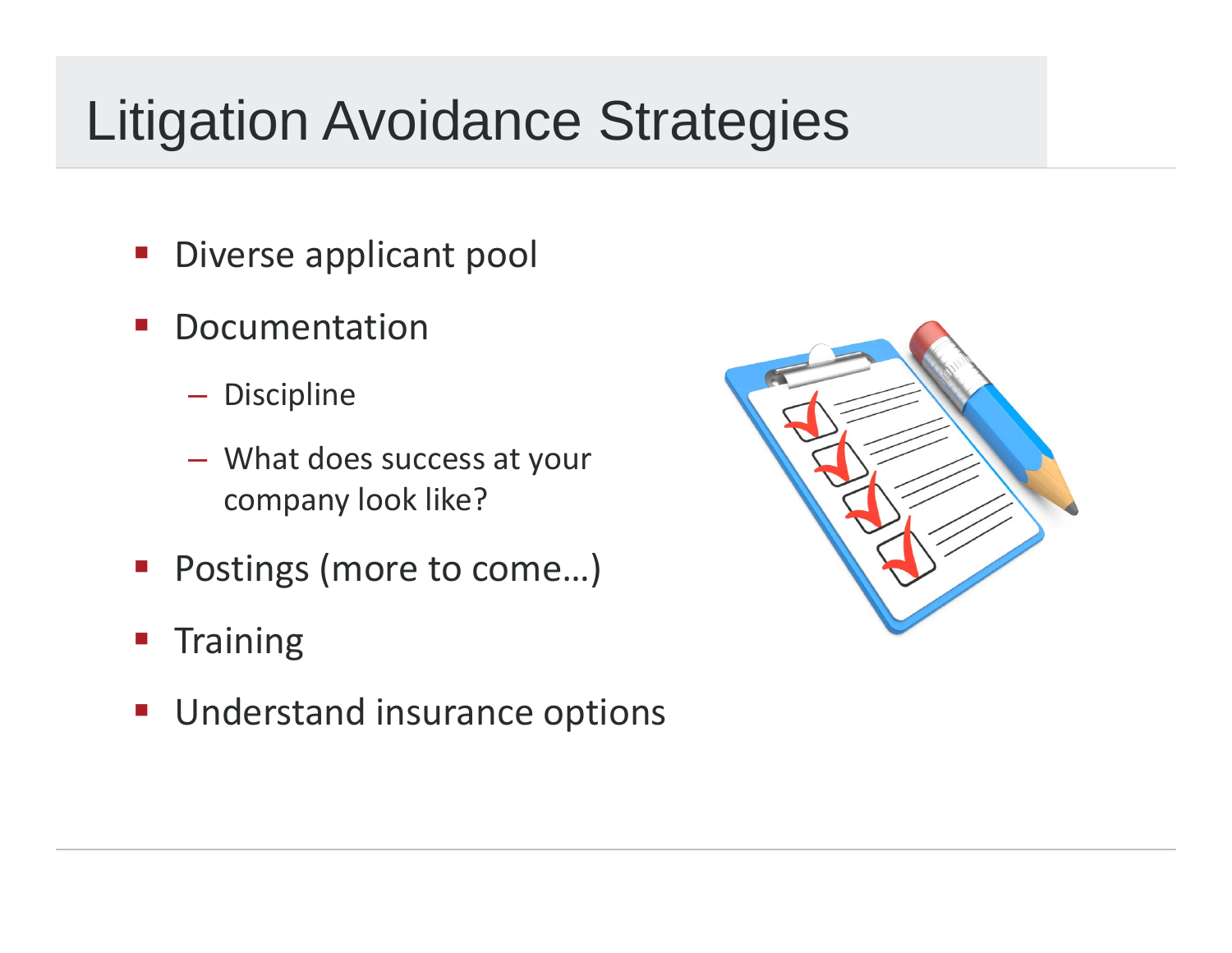# Litigation Avoidance Strategies

- Diverse applicant pool
- Documentation
  - Discipline
  - What does success at your company look like?
- Postings (more to come…)
- Training
- Understand insurance options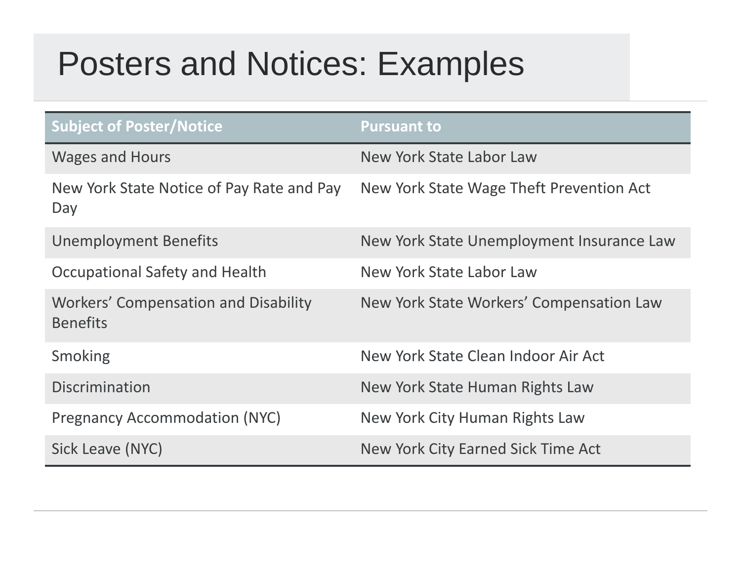# Posters and Notices: Examples

| Subject of Poster/Notice | Pursuant to |
|---|---|
| Wages and Hours | New York State Labor Law |
| New York State Notice of Pay Rate and Pay Day | New York State Wage Theft Prevention Act |
| Unemployment Benefits | New York State Unemployment Insurance Law |
| Occupational Safety and Health | New York State Labor Law |
| Workers' Compensation and Disability Benefits | New York State Workers' Compensation Law |
| Smoking | New York State Clean Indoor Air Act |
| Discrimination | New York State Human Rights Law |
| Pregnancy Accommodation (NYC) | New York City Human Rights Law |
| Sick Leave (NYC) | New York City Earned Sick Time Act |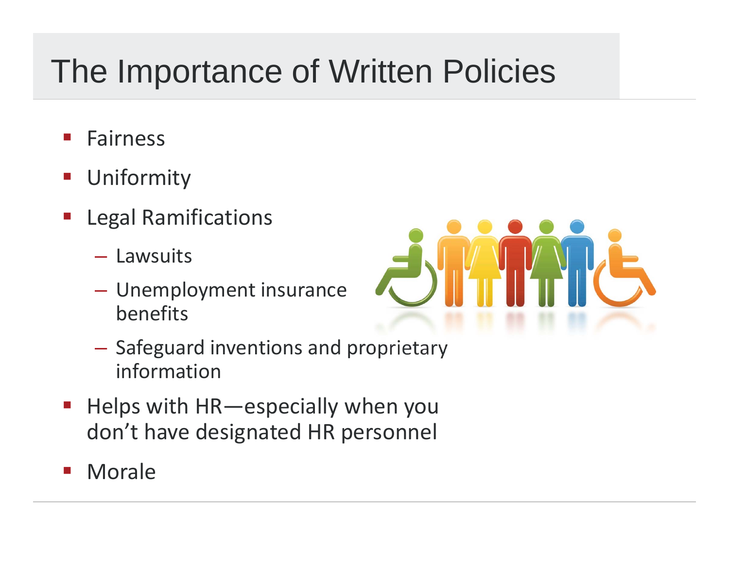# The Importance of Written Policies

- Fairness
- Uniformity
- Legal Ramifications
  - Lawsuits
  - Unemployment insurance benefits
  - Safeguard inventions and proprietary information
- Helps with HR—especially when you don't have designated HR personnel
- Morale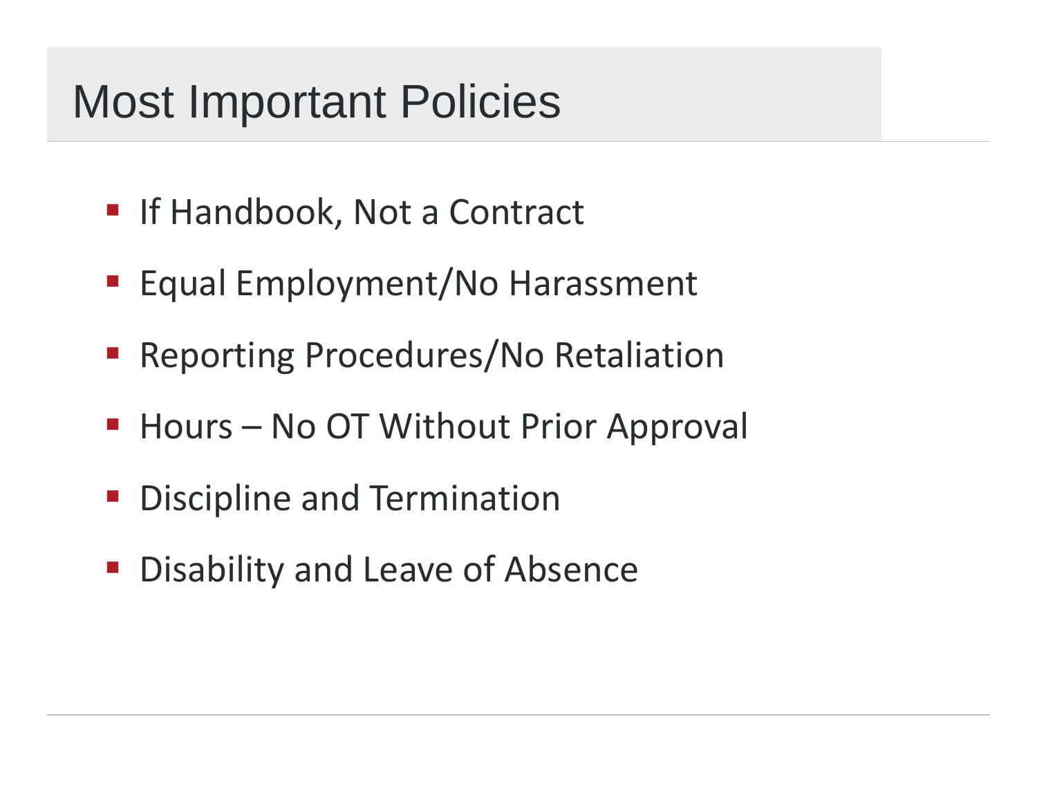# Most Important Policies

- If Handbook, Not a Contract
- Equal Employment/No Harassment
- Reporting Procedures/No Retaliation
- Hours – No OT Without Prior Approval
- Discipline and Termination
- Disability and Leave of Absence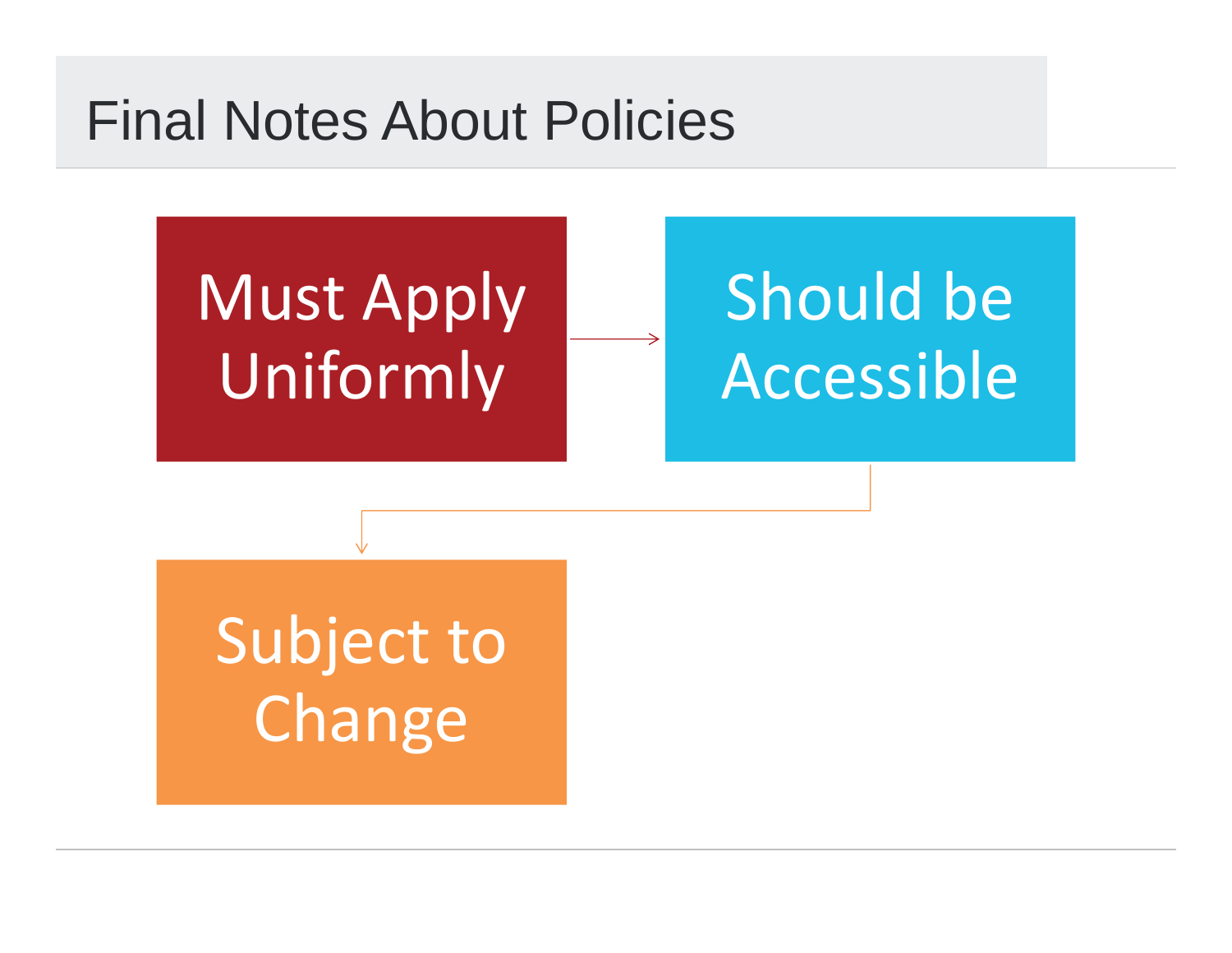# Final Notes About Policies

- Must Apply Uniformly
- Should be Accessible
- Subject to Change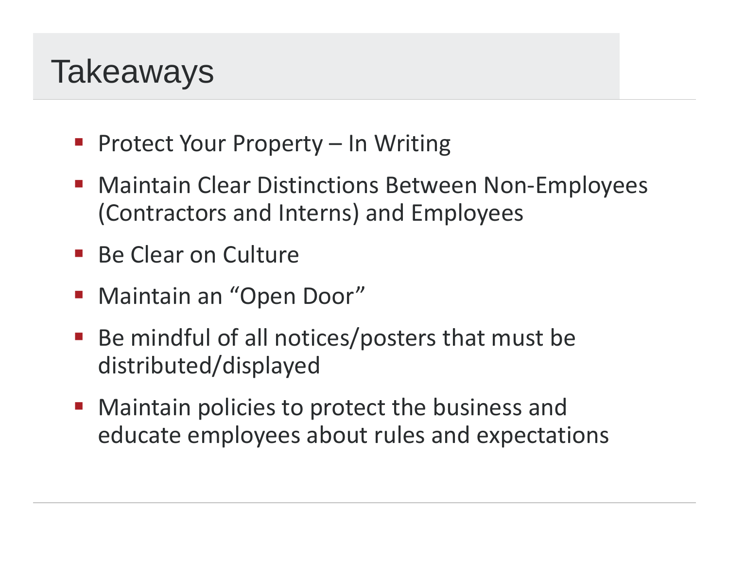# Takeaways

- Protect Your Property – In Writing
- Maintain Clear Distinctions Between Non-Employees (Contractors and Interns) and Employees
- Be Clear on Culture
- Maintain an "Open Door"
- Be mindful of all notices/posters that must be distributed/displayed
- Maintain policies to protect the business and educate employees about rules and expectations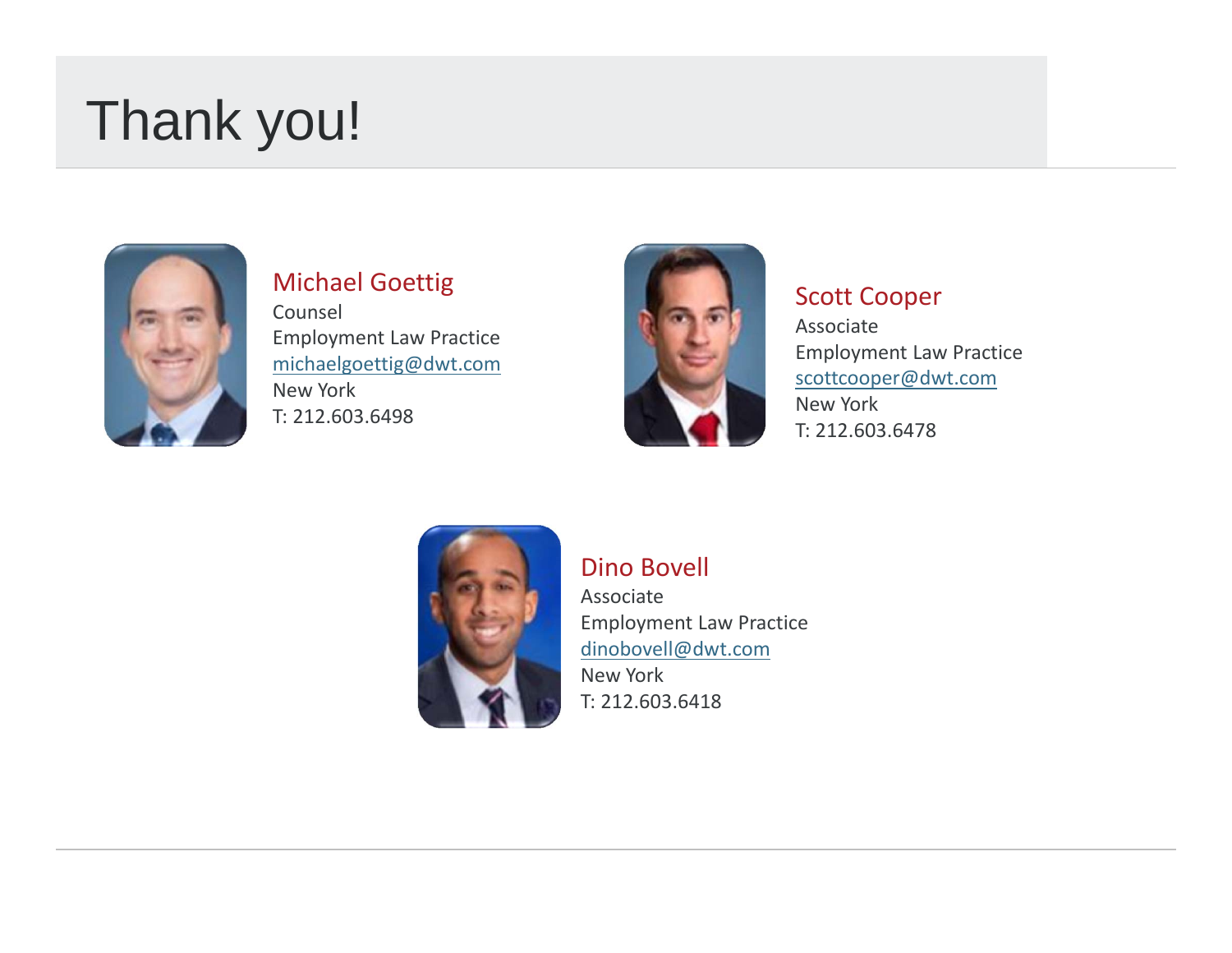# Thank you!

**Michael Goettig**
Counsel
Employment Law Practice
michaelgoettig@dwt.com
New York
T: 212.603.6498

**Scott Cooper**
Associate
Employment Law Practice
scottcooper@dwt.com
New York
T: 212.603.6478

**Dino Bovell**
Associate
Employment Law Practice
dinobovell@dwt.com
New York
T: 212.603.6418